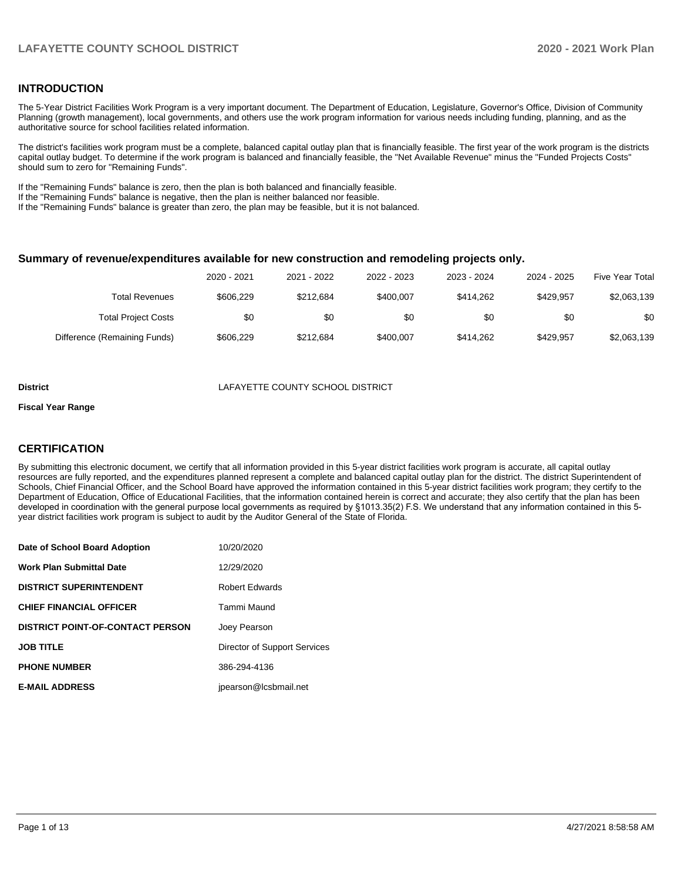## INTRODUCTION

The 5-Year District Facilities Work Program is a very important document. The Department of Education, Legislature, Governor's Office, Division of Community Planning (growth management), local governments, and others use the work program information for various needs including funding, planning, and as the authoritative source for school facilities related information.

The district's facilities work program must be a complete, balanced capital outlay plan that is financially feasible. The first year of the work program is the districts capital outlay budget. To determine if the work program is balanced and financially feasible, the "Net Available Revenue" minus the "Funded Projects Costs" should sum to zero for "Remaining Funds".

If the "Remaining Funds" balance is zero, then the plan is both balanced and financially feasible.
If the "Remaining Funds" balance is negative, then the plan is neither balanced nor feasible.
If the "Remaining Funds" balance is greater than zero, the plan may be feasible, but it is not balanced.

### Summary of revenue/expenditures available for new construction and remodeling projects only.

| | 2020 - 2021 | 2021 - 2022 | 2022 - 2023 | 2023 - 2024 | 2024 - 2025 | Five Year Total |
|---|---|---|---|---|---|---|
| Total Revenues | $606,229 | $212,684 | $400,007 | $414,262 | $429,957 | $2,063,139 |
| Total Project Costs | $0 | $0 | $0 | $0 | $0 | $0 |
| Difference (Remaining Funds) | $606,229 | $212,684 | $400,007 | $414,262 | $429,957 | $2,063,139 |

**District** LAFAYETTE COUNTY SCHOOL DISTRICT

**Fiscal Year Range**

## CERTIFICATION

By submitting this electronic document, we certify that all information provided in this 5-year district facilities work program is accurate, all capital outlay resources are fully reported, and the expenditures planned represent a complete and balanced capital outlay plan for the district. The district Superintendent of Schools, Chief Financial Officer, and the School Board have approved the information contained in this 5-year district facilities work program; they certify to the Department of Education, Office of Educational Facilities, that the information contained herein is correct and accurate; they also certify that the plan has been developed in coordination with the general purpose local governments as required by §1013.35(2) F.S. We understand that any information contained in this 5-year district facilities work program is subject to audit by the Auditor General of the State of Florida.

| | |
|---|---|
| **Date of School Board Adoption** | 10/20/2020 |
| **Work Plan Submittal Date** | 12/29/2020 |
| **DISTRICT SUPERINTENDENT** | Robert Edwards |
| **CHIEF FINANCIAL OFFICER** | Tammi Maund |
| **DISTRICT POINT-OF-CONTACT PERSON** | Joey Pearson |
| **JOB TITLE** | Director of Support Services |
| **PHONE NUMBER** | 386-294-4136 |
| **E-MAIL ADDRESS** | jpearson@lcsbmail.net |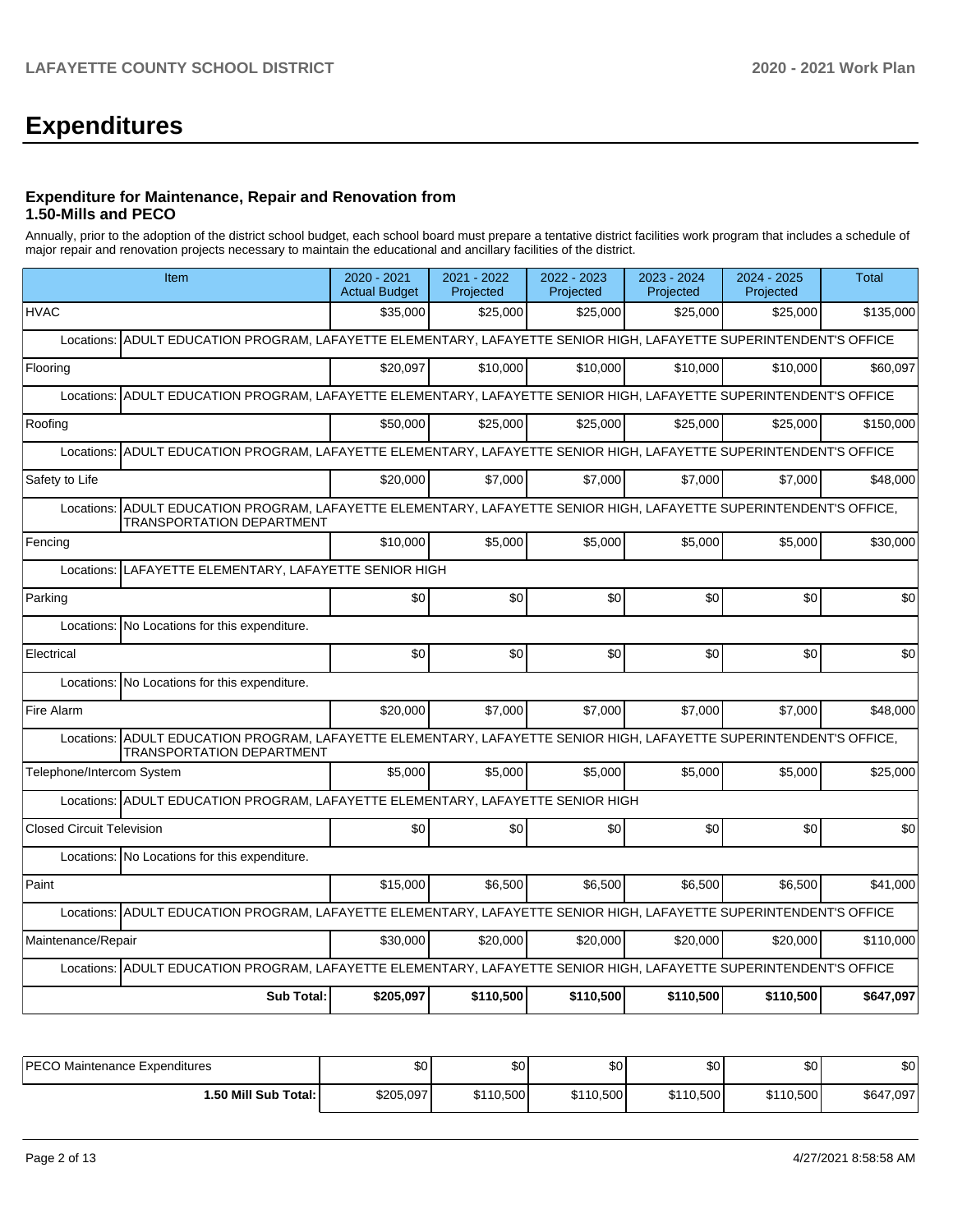# Expenditures

### Expenditure for Maintenance, Repair and Renovation from 1.50-Mills and PECO

Annually, prior to the adoption of the district school budget, each school board must prepare a tentative district facilities work program that includes a schedule of major repair and renovation projects necessary to maintain the educational and ancillary facilities of the district.

| Item | 2020 - 2021 Actual Budget | 2021 - 2022 Projected | 2022 - 2023 Projected | 2023 - 2024 Projected | 2024 - 2025 Projected | Total |
|---|---|---|---|---|---|---|
| HVAC | $35,000 | $25,000 | $25,000 | $25,000 | $25,000 | $135,000 |
| Locations: ADULT EDUCATION PROGRAM, LAFAYETTE ELEMENTARY, LAFAYETTE SENIOR HIGH, LAFAYETTE SUPERINTENDENT'S OFFICE | | | | | | |
| Flooring | $20,097 | $10,000 | $10,000 | $10,000 | $10,000 | $60,097 |
| Locations: ADULT EDUCATION PROGRAM, LAFAYETTE ELEMENTARY, LAFAYETTE SENIOR HIGH, LAFAYETTE SUPERINTENDENT'S OFFICE | | | | | | |
| Roofing | $50,000 | $25,000 | $25,000 | $25,000 | $25,000 | $150,000 |
| Locations: ADULT EDUCATION PROGRAM, LAFAYETTE ELEMENTARY, LAFAYETTE SENIOR HIGH, LAFAYETTE SUPERINTENDENT'S OFFICE | | | | | | |
| Safety to Life | $20,000 | $7,000 | $7,000 | $7,000 | $7,000 | $48,000 |
| Locations: ADULT EDUCATION PROGRAM, LAFAYETTE ELEMENTARY, LAFAYETTE SENIOR HIGH, LAFAYETTE SUPERINTENDENT'S OFFICE, TRANSPORTATION DEPARTMENT | | | | | | |
| Fencing | $10,000 | $5,000 | $5,000 | $5,000 | $5,000 | $30,000 |
| Locations: LAFAYETTE ELEMENTARY, LAFAYETTE SENIOR HIGH | | | | | | |
| Parking | $0 | $0 | $0 | $0 | $0 | $0 |
| Locations: No Locations for this expenditure. | | | | | | |
| Electrical | $0 | $0 | $0 | $0 | $0 | $0 |
| Locations: No Locations for this expenditure. | | | | | | |
| Fire Alarm | $20,000 | $7,000 | $7,000 | $7,000 | $7,000 | $48,000 |
| Locations: ADULT EDUCATION PROGRAM, LAFAYETTE ELEMENTARY, LAFAYETTE SENIOR HIGH, LAFAYETTE SUPERINTENDENT'S OFFICE, TRANSPORTATION DEPARTMENT | | | | | | |
| Telephone/Intercom System | $5,000 | $5,000 | $5,000 | $5,000 | $5,000 | $25,000 |
| Locations: ADULT EDUCATION PROGRAM, LAFAYETTE ELEMENTARY, LAFAYETTE SENIOR HIGH | | | | | | |
| Closed Circuit Television | $0 | $0 | $0 | $0 | $0 | $0 |
| Locations: No Locations for this expenditure. | | | | | | |
| Paint | $15,000 | $6,500 | $6,500 | $6,500 | $6,500 | $41,000 |
| Locations: ADULT EDUCATION PROGRAM, LAFAYETTE ELEMENTARY, LAFAYETTE SENIOR HIGH, LAFAYETTE SUPERINTENDENT'S OFFICE | | | | | | |
| Maintenance/Repair | $30,000 | $20,000 | $20,000 | $20,000 | $20,000 | $110,000 |
| Locations: ADULT EDUCATION PROGRAM, LAFAYETTE ELEMENTARY, LAFAYETTE SENIOR HIGH, LAFAYETTE SUPERINTENDENT'S OFFICE | | | | | | |
| **Sub Total:** | **$205,097** | **$110,500** | **$110,500** | **$110,500** | **$110,500** | **$647,097** |

| | | | | | | |
|---|---|---|---|---|---|---|
| PECO Maintenance Expenditures | $0 | $0 | $0 | $0 | $0 | $0 |
| **1.50 Mill Sub Total:** | $205,097 | $110,500 | $110,500 | $110,500 | $110,500 | $647,097 |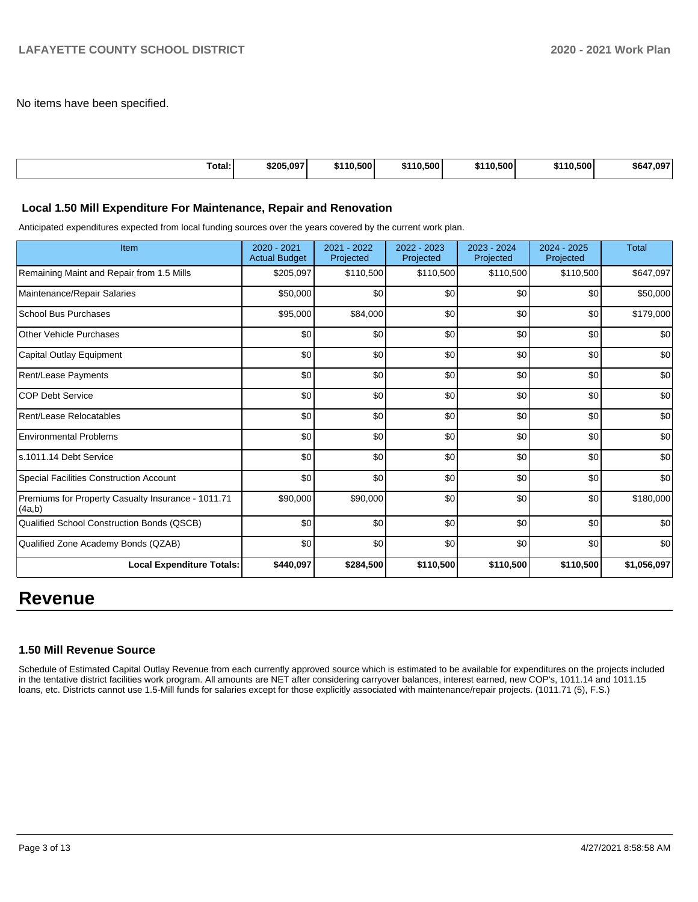No items have been specified.

| Total: | $205,097 | $110,500 | $110,500 | $110,500 | $110,500 | $647,097 |
|---|---|---|---|---|---|---|

### Local 1.50 Mill Expenditure For Maintenance, Repair and Renovation

Anticipated expenditures expected from local funding sources over the years covered by the current work plan.

| Item | 2020 - 2021 Actual Budget | 2021 - 2022 Projected | 2022 - 2023 Projected | 2023 - 2024 Projected | 2024 - 2025 Projected | Total |
|---|---|---|---|---|---|---|
| Remaining Maint and Repair from 1.5 Mills | $205,097 | $110,500 | $110,500 | $110,500 | $110,500 | $647,097 |
| Maintenance/Repair Salaries | $50,000 | $0 | $0 | $0 | $0 | $50,000 |
| School Bus Purchases | $95,000 | $84,000 | $0 | $0 | $0 | $179,000 |
| Other Vehicle Purchases | $0 | $0 | $0 | $0 | $0 | $0 |
| Capital Outlay Equipment | $0 | $0 | $0 | $0 | $0 | $0 |
| Rent/Lease Payments | $0 | $0 | $0 | $0 | $0 | $0 |
| COP Debt Service | $0 | $0 | $0 | $0 | $0 | $0 |
| Rent/Lease Relocatables | $0 | $0 | $0 | $0 | $0 | $0 |
| Environmental Problems | $0 | $0 | $0 | $0 | $0 | $0 |
| s.1011.14 Debt Service | $0 | $0 | $0 | $0 | $0 | $0 |
| Special Facilities Construction Account | $0 | $0 | $0 | $0 | $0 | $0 |
| Premiums for Property Casualty Insurance - 1011.71 (4a,b) | $90,000 | $90,000 | $0 | $0 | $0 | $180,000 |
| Qualified School Construction Bonds (QSCB) | $0 | $0 | $0 | $0 | $0 | $0 |
| Qualified Zone Academy Bonds (QZAB) | $0 | $0 | $0 | $0 | $0 | $0 |
| **Local Expenditure Totals:** | **$440,097** | **$284,500** | **$110,500** | **$110,500** | **$110,500** | **$1,056,097** |

# Revenue

### 1.50 Mill Revenue Source

Schedule of Estimated Capital Outlay Revenue from each currently approved source which is estimated to be available for expenditures on the projects included in the tentative district facilities work program. All amounts are NET after considering carryover balances, interest earned, new COP's, 1011.14 and 1011.15 loans, etc. Districts cannot use 1.5-Mill funds for salaries except for those explicitly associated with maintenance/repair projects. (1011.71 (5), F.S.)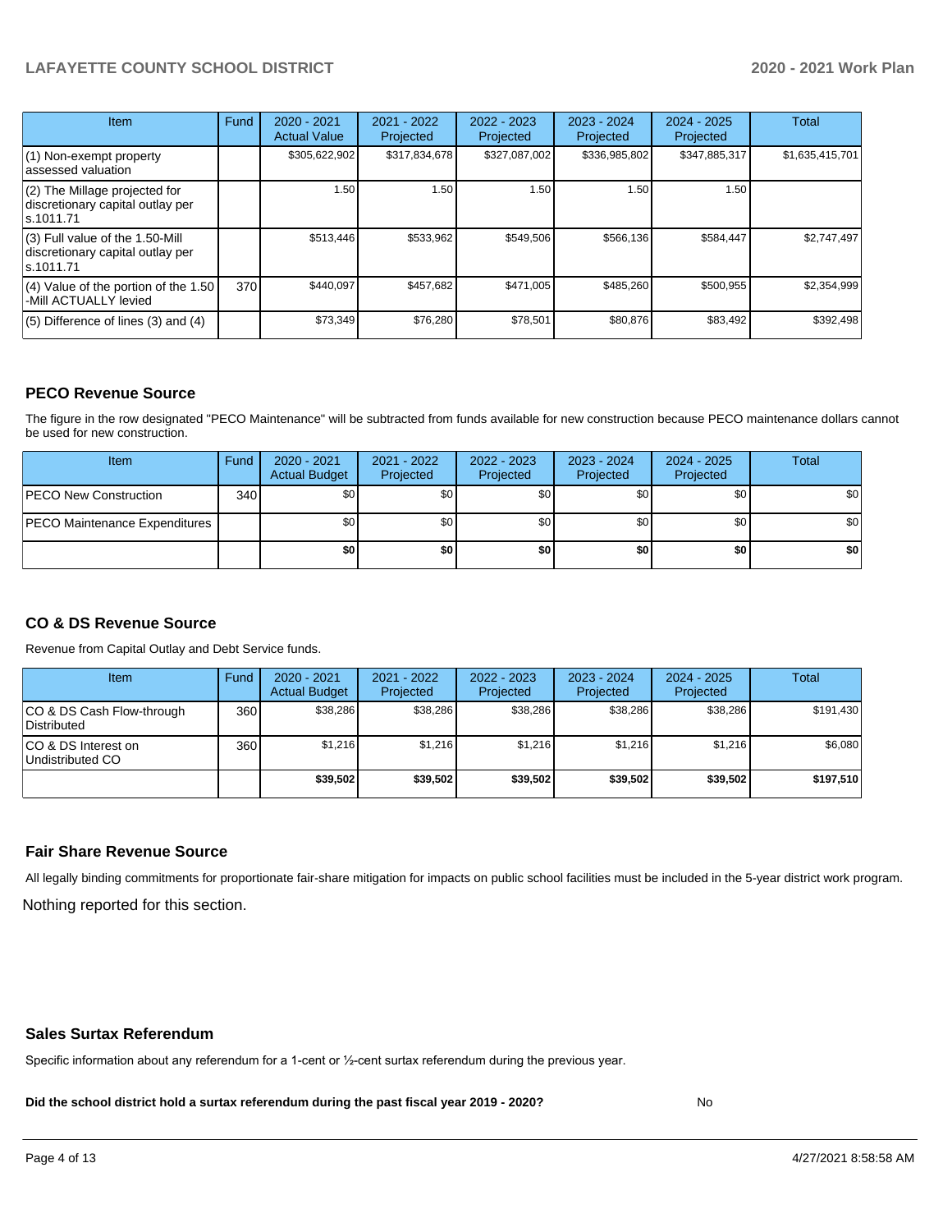| Item | Fund | 2020 - 2021 Actual Value | 2021 - 2022 Projected | 2022 - 2023 Projected | 2023 - 2024 Projected | 2024 - 2025 Projected | Total |
|---|---|---|---|---|---|---|---|
| (1) Non-exempt property assessed valuation | | $305,622,902 | $317,834,678 | $327,087,002 | $336,985,802 | $347,885,317 | $1,635,415,701 |
| (2) The Millage projected for discretionary capital outlay per s.1011.71 | | 1.50 | 1.50 | 1.50 | 1.50 | 1.50 | |
| (3) Full value of the 1.50-Mill discretionary capital outlay per s.1011.71 | | $513,446 | $533,962 | $549,506 | $566,136 | $584,447 | $2,747,497 |
| (4) Value of the portion of the 1.50 -Mill ACTUALLY levied | 370 | $440,097 | $457,682 | $471,005 | $485,260 | $500,955 | $2,354,999 |
| (5) Difference of lines (3) and (4) | | $73,349 | $76,280 | $78,501 | $80,876 | $83,492 | $392,498 |

## PECO Revenue Source

The figure in the row designated "PECO Maintenance" will be subtracted from funds available for new construction because PECO maintenance dollars cannot be used for new construction.

| Item | Fund | 2020 - 2021 Actual Budget | 2021 - 2022 Projected | 2022 - 2023 Projected | 2023 - 2024 Projected | 2024 - 2025 Projected | Total |
|---|---|---|---|---|---|---|---|
| PECO New Construction | 340 | $0 | $0 | $0 | $0 | $0 | $0 |
| PECO Maintenance Expenditures | | $0 | $0 | $0 | $0 | $0 | $0 |
| | | **$0** | **$0** | **$0** | **$0** | **$0** | **$0** |

## CO & DS Revenue Source

Revenue from Capital Outlay and Debt Service funds.

| Item | Fund | 2020 - 2021 Actual Budget | 2021 - 2022 Projected | 2022 - 2023 Projected | 2023 - 2024 Projected | 2024 - 2025 Projected | Total |
|---|---|---|---|---|---|---|---|
| CO & DS Cash Flow-through Distributed | 360 | $38,286 | $38,286 | $38,286 | $38,286 | $38,286 | $191,430 |
| CO & DS Interest on Undistributed CO | 360 | $1,216 | $1,216 | $1,216 | $1,216 | $1,216 | $6,080 |
| | | **$39,502** | **$39,502** | **$39,502** | **$39,502** | **$39,502** | **$197,510** |

## Fair Share Revenue Source

All legally binding commitments for proportionate fair-share mitigation for impacts on public school facilities must be included in the 5-year district work program.

Nothing reported for this section.

## Sales Surtax Referendum

Specific information about any referendum for a 1-cent or ½-cent surtax referendum during the previous year.

**Did the school district hold a surtax referendum during the past fiscal year 2019 - 2020?** No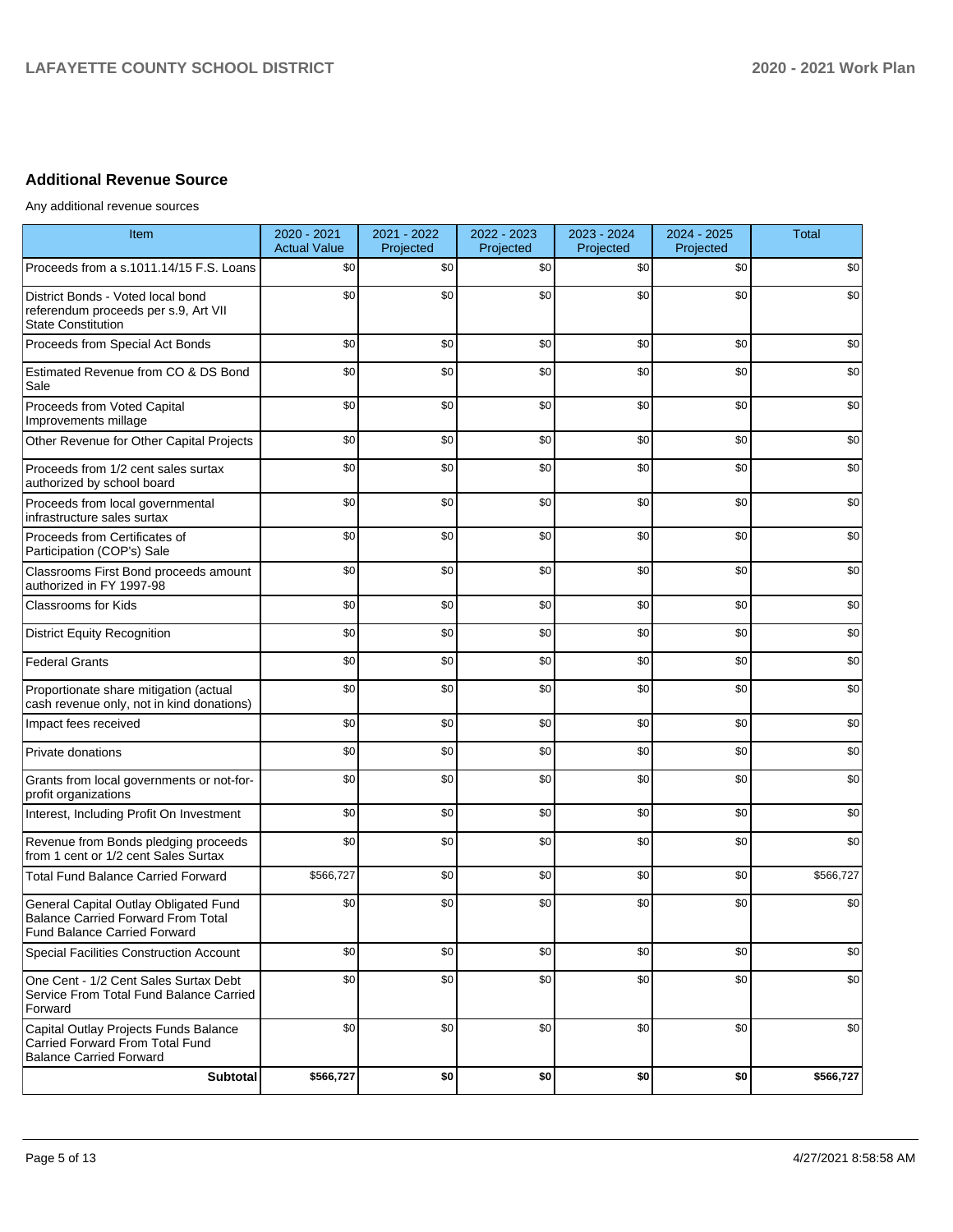## Additional Revenue Source

Any additional revenue sources

| Item | 2020 - 2021 Actual Value | 2021 - 2022 Projected | 2022 - 2023 Projected | 2023 - 2024 Projected | 2024 - 2025 Projected | Total |
|---|---|---|---|---|---|---|
| Proceeds from a s.1011.14/15 F.S. Loans | $0 | $0 | $0 | $0 | $0 | $0 |
| District Bonds - Voted local bond referendum proceeds per s.9, Art VII State Constitution | $0 | $0 | $0 | $0 | $0 | $0 |
| Proceeds from Special Act Bonds | $0 | $0 | $0 | $0 | $0 | $0 |
| Estimated Revenue from CO & DS Bond Sale | $0 | $0 | $0 | $0 | $0 | $0 |
| Proceeds from Voted Capital Improvements millage | $0 | $0 | $0 | $0 | $0 | $0 |
| Other Revenue for Other Capital Projects | $0 | $0 | $0 | $0 | $0 | $0 |
| Proceeds from 1/2 cent sales surtax authorized by school board | $0 | $0 | $0 | $0 | $0 | $0 |
| Proceeds from local governmental infrastructure sales surtax | $0 | $0 | $0 | $0 | $0 | $0 |
| Proceeds from Certificates of Participation (COP's) Sale | $0 | $0 | $0 | $0 | $0 | $0 |
| Classrooms First Bond proceeds amount authorized in FY 1997-98 | $0 | $0 | $0 | $0 | $0 | $0 |
| Classrooms for Kids | $0 | $0 | $0 | $0 | $0 | $0 |
| District Equity Recognition | $0 | $0 | $0 | $0 | $0 | $0 |
| Federal Grants | $0 | $0 | $0 | $0 | $0 | $0 |
| Proportionate share mitigation (actual cash revenue only, not in kind donations) | $0 | $0 | $0 | $0 | $0 | $0 |
| Impact fees received | $0 | $0 | $0 | $0 | $0 | $0 |
| Private donations | $0 | $0 | $0 | $0 | $0 | $0 |
| Grants from local governments or not-for-profit organizations | $0 | $0 | $0 | $0 | $0 | $0 |
| Interest, Including Profit On Investment | $0 | $0 | $0 | $0 | $0 | $0 |
| Revenue from Bonds pledging proceeds from 1 cent or 1/2 cent Sales Surtax | $0 | $0 | $0 | $0 | $0 | $0 |
| Total Fund Balance Carried Forward | $566,727 | $0 | $0 | $0 | $0 | $566,727 |
| General Capital Outlay Obligated Fund Balance Carried Forward From Total Fund Balance Carried Forward | $0 | $0 | $0 | $0 | $0 | $0 |
| Special Facilities Construction Account | $0 | $0 | $0 | $0 | $0 | $0 |
| One Cent - 1/2 Cent Sales Surtax Debt Service From Total Fund Balance Carried Forward | $0 | $0 | $0 | $0 | $0 | $0 |
| Capital Outlay Projects Funds Balance Carried Forward From Total Fund Balance Carried Forward | $0 | $0 | $0 | $0 | $0 | $0 |
| **Subtotal** | **$566,727** | **$0** | **$0** | **$0** | **$0** | **$566,727** |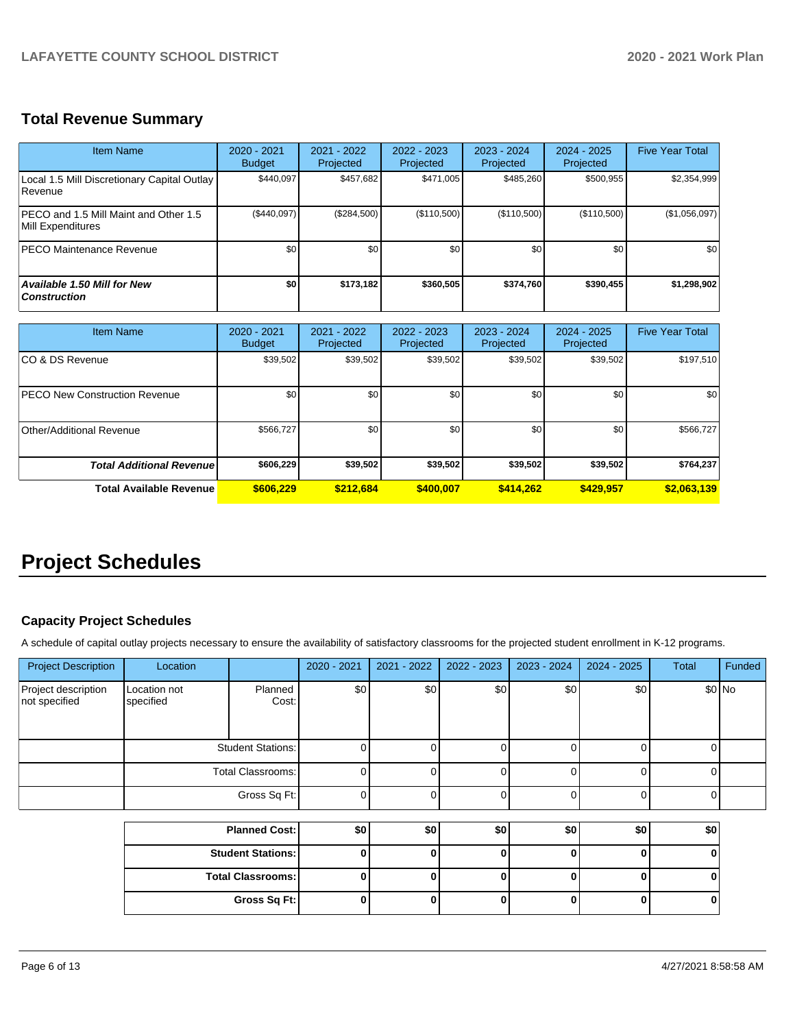## Total Revenue Summary

| Item Name | 2020 - 2021 Budget | 2021 - 2022 Projected | 2022 - 2023 Projected | 2023 - 2024 Projected | 2024 - 2025 Projected | Five Year Total |
|---|---|---|---|---|---|---|
| Local 1.5 Mill Discretionary Capital Outlay Revenue | $440,097 | $457,682 | $471,005 | $485,260 | $500,955 | $2,354,999 |
| PECO and 1.5 Mill Maint and Other 1.5 Mill Expenditures | ($440,097) | ($284,500) | ($110,500) | ($110,500) | ($110,500) | ($1,056,097) |
| PECO Maintenance Revenue | $0 | $0 | $0 | $0 | $0 | $0 |
| ***Available 1.50 Mill for New Construction*** | **$0** | **$173,182** | **$360,505** | **$374,760** | **$390,455** | **$1,298,902** |

| Item Name | 2020 - 2021 Budget | 2021 - 2022 Projected | 2022 - 2023 Projected | 2023 - 2024 Projected | 2024 - 2025 Projected | Five Year Total |
|---|---|---|---|---|---|---|
| CO & DS Revenue | $39,502 | $39,502 | $39,502 | $39,502 | $39,502 | $197,510 |
| PECO New Construction Revenue | $0 | $0 | $0 | $0 | $0 | $0 |
| Other/Additional Revenue | $566,727 | $0 | $0 | $0 | $0 | $566,727 |
| ***Total Additional Revenue*** | **$606,229** | **$39,502** | **$39,502** | **$39,502** | **$39,502** | **$764,237** |
| **Total Available Revenue** | **$606,229** | **$212,684** | **$400,007** | **$414,262** | **$429,957** | **$2,063,139** |

# Project Schedules

### Capacity Project Schedules

A schedule of capital outlay projects necessary to ensure the availability of satisfactory classrooms for the projected student enrollment in K-12 programs.

| Project Description | Location | | 2020 - 2021 | 2021 - 2022 | 2022 - 2023 | 2023 - 2024 | 2024 - 2025 | Total | Funded |
|---|---|---|---|---|---|---|---|---|---|
| Project description not specified | Location not specified | Planned Cost: | $0 | $0 | $0 | $0 | $0 | $0 | No |
| | | Student Stations: | 0 | 0 | 0 | 0 | 0 | 0 | |
| | | Total Classrooms: | 0 | 0 | 0 | 0 | 0 | 0 | |
| | | Gross Sq Ft: | 0 | 0 | 0 | 0 | 0 | 0 | |

| | 2020 - 2021 | 2021 - 2022 | 2022 - 2023 | 2023 - 2024 | 2024 - 2025 | Total |
|---|---|---|---|---|---|---|
| **Planned Cost:** | **$0** | **$0** | **$0** | **$0** | **$0** | **$0** |
| **Student Stations:** | **0** | **0** | **0** | **0** | **0** | **0** |
| **Total Classrooms:** | **0** | **0** | **0** | **0** | **0** | **0** |
| **Gross Sq Ft:** | **0** | **0** | **0** | **0** | **0** | **0** |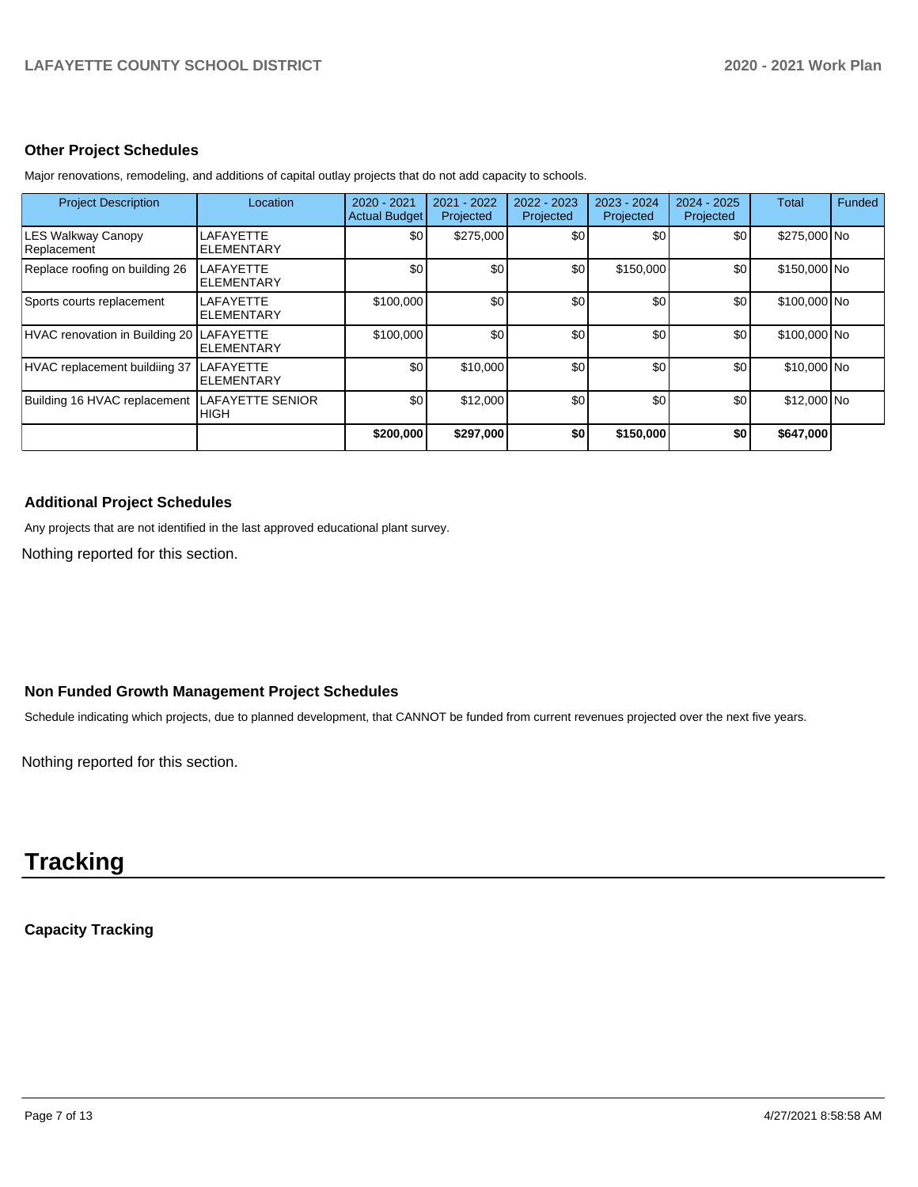### Other Project Schedules

Major renovations, remodeling, and additions of capital outlay projects that do not add capacity to schools.

| Project Description | Location | 2020 - 2021 Actual Budget | 2021 - 2022 Projected | 2022 - 2023 Projected | 2023 - 2024 Projected | 2024 - 2025 Projected | Total | Funded |
|---|---|---|---|---|---|---|---|---|
| LES Walkway Canopy Replacement | LAFAYETTE ELEMENTARY | $0 | $275,000 | $0 | $0 | $0 | $275,000 | No |
| Replace roofing on building 26 | LAFAYETTE ELEMENTARY | $0 | $0 | $0 | $150,000 | $0 | $150,000 | No |
| Sports courts replacement | LAFAYETTE ELEMENTARY | $100,000 | $0 | $0 | $0 | $0 | $100,000 | No |
| HVAC renovation in Building 20 | LAFAYETTE ELEMENTARY | $100,000 | $0 | $0 | $0 | $0 | $100,000 | No |
| HVAC replacement buildiing 37 | LAFAYETTE ELEMENTARY | $0 | $10,000 | $0 | $0 | $0 | $10,000 | No |
| Building 16 HVAC replacement | LAFAYETTE SENIOR HIGH | $0 | $12,000 | $0 | $0 | $0 | $12,000 | No |
| | | **$200,000** | **$297,000** | **$0** | **$150,000** | **$0** | **$647,000** | |

### Additional Project Schedules

Any projects that are not identified in the last approved educational plant survey.

Nothing reported for this section.

### Non Funded Growth Management Project Schedules

Schedule indicating which projects, due to planned development, that CANNOT be funded from current revenues projected over the next five years.

Nothing reported for this section.

# Tracking

### Capacity Tracking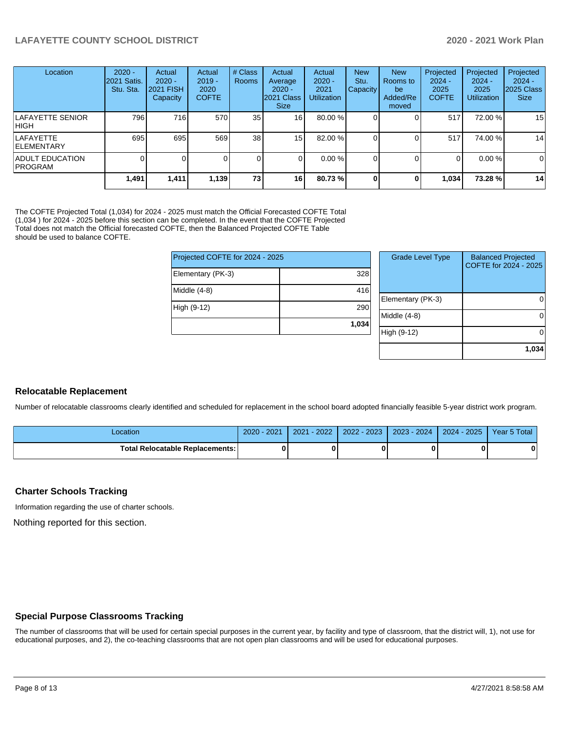| Location | 2020 - 2021 Satis. Stu. Sta. | Actual 2020 - 2021 FISH Capacity | Actual 2019 - 2020 COFTE | # Class Rooms | Actual Average 2020 - 2021 Class Size | Actual 2020 - 2021 Utilization | New Stu. Capacity | New Rooms to be Added/Removed | Projected 2024 - 2025 COFTE | Projected 2024 - 2025 Utilization | Projected 2024 - 2025 Class Size |
|---|---|---|---|---|---|---|---|---|---|---|---|
| LAFAYETTE SENIOR HIGH | 796 | 716 | 570 | 35 | 16 | 80.00 % | 0 | 0 | 517 | 72.00 % | 15 |
| LAFAYETTE ELEMENTARY | 695 | 695 | 569 | 38 | 15 | 82.00 % | 0 | 0 | 517 | 74.00 % | 14 |
| ADULT EDUCATION PROGRAM | 0 | 0 | 0 | 0 | 0 | 0.00 % | 0 | 0 | 0 | 0.00 % | 0 |
| | **1,491** | **1,411** | **1,139** | **73** | **16** | **80.73 %** | **0** | **0** | **1,034** | **73.28 %** | **14** |

The COFTE Projected Total (1,034) for 2024 - 2025 must match the Official Forecasted COFTE Total (1,034 ) for 2024 - 2025 before this section can be completed. In the event that the COFTE Projected Total does not match the Official forecasted COFTE, then the Balanced Projected COFTE Table should be used to balance COFTE.

| Projected COFTE for 2024 - 2025 | |
|---|---|
| Elementary (PK-3) | 328 |
| Middle (4-8) | 416 |
| High (9-12) | 290 |
| | **1,034** |

| Grade Level Type | Balanced Projected COFTE for 2024 - 2025 |
|---|---|
| Elementary (PK-3) | 0 |
| Middle (4-8) | 0 |
| High (9-12) | 0 |
| | **1,034** |

## Relocatable Replacement

Number of relocatable classrooms clearly identified and scheduled for replacement in the school board adopted financially feasible 5-year district work program.

| Location | 2020 - 2021 | 2021 - 2022 | 2022 - 2023 | 2023 - 2024 | 2024 - 2025 | Year 5 Total |
|---|---|---|---|---|---|---|
| **Total Relocatable Replacements:** | **0** | **0** | **0** | **0** | **0** | **0** |

## Charter Schools Tracking

Information regarding the use of charter schools.

Nothing reported for this section.

## Special Purpose Classrooms Tracking

The number of classrooms that will be used for certain special purposes in the current year, by facility and type of classroom, that the district will, 1), not use for educational purposes, and 2), the co-teaching classrooms that are not open plan classrooms and will be used for educational purposes.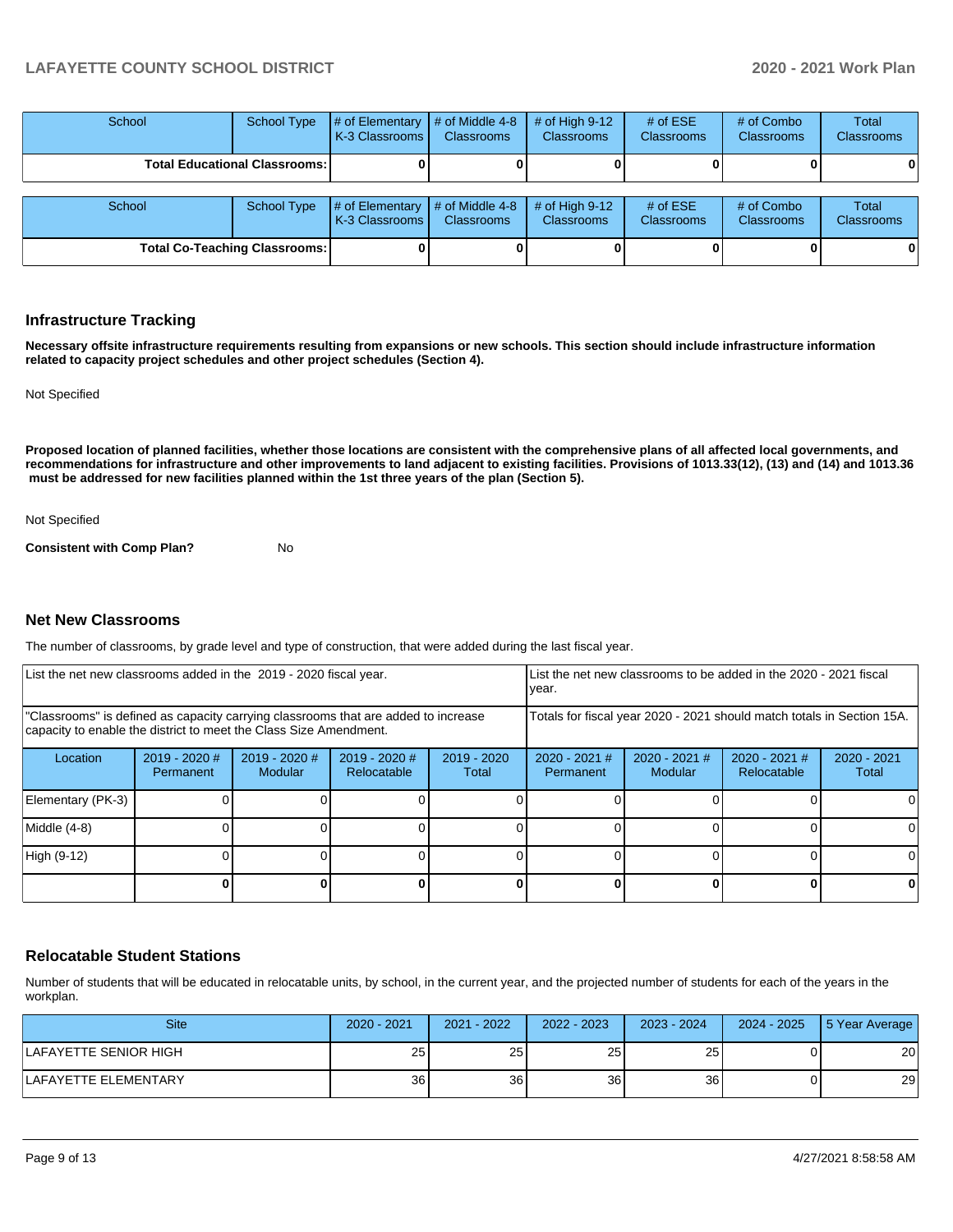| School | School Type | # of Elementary K-3 Classrooms | # of Middle 4-8 Classrooms | # of High 9-12 Classrooms | # of ESE Classrooms | # of Combo Classrooms | Total Classrooms |
|---|---|---|---|---|---|---|---|
| Total Educational Classrooms: | | 0 | 0 | 0 | 0 | 0 | 0 |

| School | School Type | # of Elementary K-3 Classrooms | # of Middle 4-8 Classrooms | # of High 9-12 Classrooms | # of ESE Classrooms | # of Combo Classrooms | Total Classrooms |
|---|---|---|---|---|---|---|---|
| Total Co-Teaching Classrooms: | | 0 | 0 | 0 | 0 | 0 | 0 |

## Infrastructure Tracking

**Necessary offsite infrastructure requirements resulting from expansions or new schools. This section should include infrastructure information related to capacity project schedules and other project schedules (Section 4).**

Not Specified

**Proposed location of planned facilities, whether those locations are consistent with the comprehensive plans of all affected local governments, and recommendations for infrastructure and other improvements to land adjacent to existing facilities. Provisions of 1013.33(12), (13) and (14) and 1013.36 must be addressed for new facilities planned within the 1st three years of the plan (Section 5).**

Not Specified

**Consistent with Comp Plan?** No

## Net New Classrooms

The number of classrooms, by grade level and type of construction, that were added during the last fiscal year.

| List the net new classrooms added in the 2019 - 2020 fiscal year. | | | | | List the net new classrooms to be added in the 2020 - 2021 fiscal year. | | | |
|---|---|---|---|---|---|---|---|---|
| "Classrooms" is defined as capacity carrying classrooms that are added to increase capacity to enable the district to meet the Class Size Amendment. | | | | | Totals for fiscal year 2020 - 2021 should match totals in Section 15A. | | | |
| Location | 2019 - 2020 # Permanent | 2019 - 2020 # Modular | 2019 - 2020 # Relocatable | 2019 - 2020 Total | 2020 - 2021 # Permanent | 2020 - 2021 # Modular | 2020 - 2021 # Relocatable | 2020 - 2021 Total |
| Elementary (PK-3) | 0 | 0 | 0 | 0 | 0 | 0 | 0 | 0 |
| Middle (4-8) | 0 | 0 | 0 | 0 | 0 | 0 | 0 | 0 |
| High (9-12) | 0 | 0 | 0 | 0 | 0 | 0 | 0 | 0 |
| | 0 | 0 | 0 | 0 | 0 | 0 | 0 | 0 |

## Relocatable Student Stations

Number of students that will be educated in relocatable units, by school, in the current year, and the projected number of students for each of the years in the workplan.

| Site | 2020 - 2021 | 2021 - 2022 | 2022 - 2023 | 2023 - 2024 | 2024 - 2025 | 5 Year Average |
|---|---|---|---|---|---|---|
| LAFAYETTE SENIOR HIGH | 25 | 25 | 25 | 25 | 0 | 20 |
| LAFAYETTE ELEMENTARY | 36 | 36 | 36 | 36 | 0 | 29 |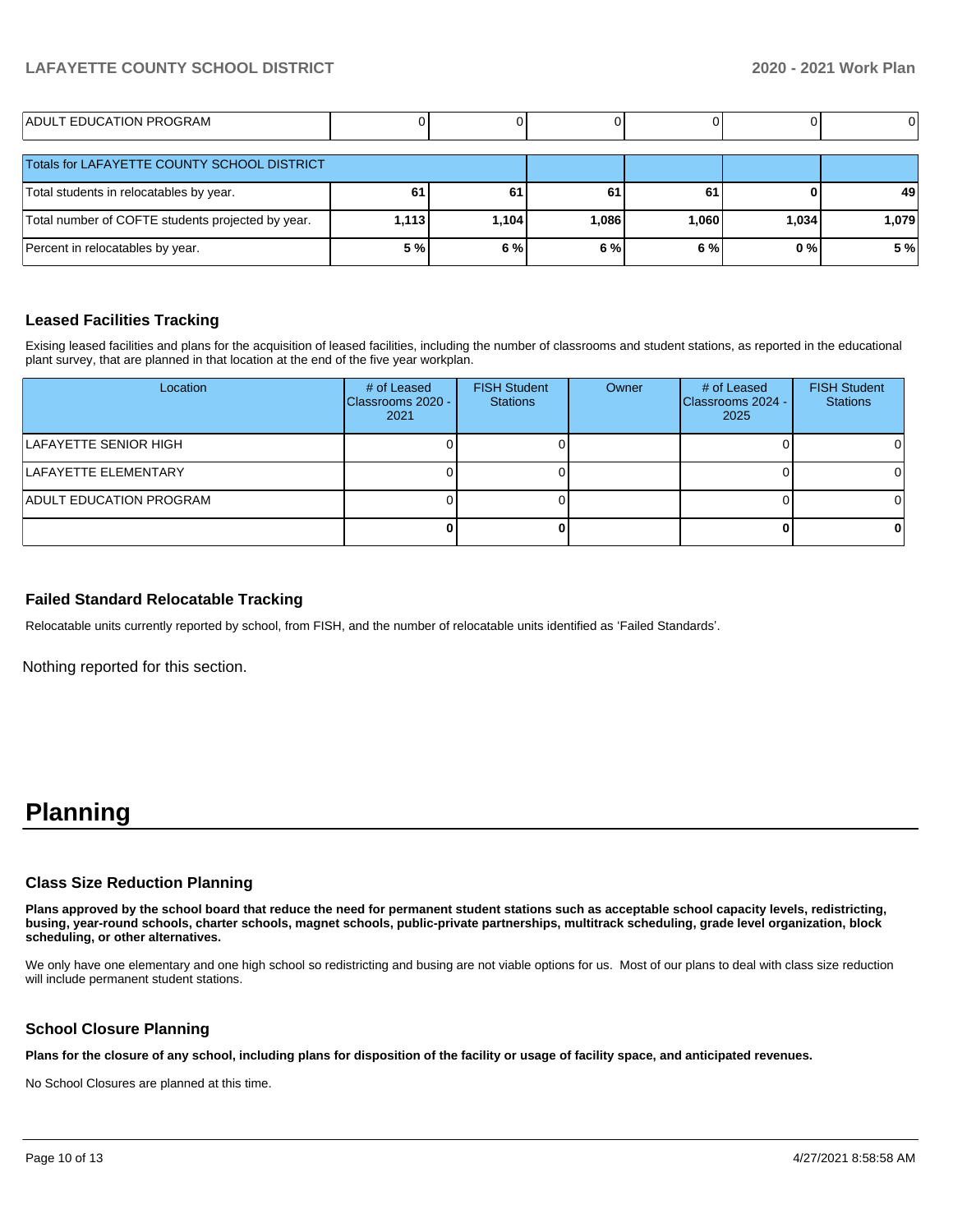| ADULT EDUCATION PROGRAM | 0 | 0 | 0 | 0 | 0 | 0 |
|---|---|---|---|---|---|---|
| Totals for LAFAYETTE COUNTY SCHOOL DISTRICT | | | | | | |
| Total students in relocatables by year. | **61** | **61** | **61** | **61** | **0** | **49** |
| Total number of COFTE students projected by year. | **1,113** | **1,104** | **1,086** | **1,060** | **1,034** | **1,079** |
| Percent in relocatables by year. | **5 %** | **6 %** | **6 %** | **6 %** | **0 %** | **5 %** |

### Leased Facilities Tracking

Exising leased facilities and plans for the acquisition of leased facilities, including the number of classrooms and student stations, as reported in the educational plant survey, that are planned in that location at the end of the five year workplan.

| Location | # of Leased Classrooms 2020 - 2021 | FISH Student Stations | Owner | # of Leased Classrooms 2024 - 2025 | FISH Student Stations |
|---|---|---|---|---|---|
| LAFAYETTE SENIOR HIGH | 0 | 0 | | 0 | 0 |
| LAFAYETTE ELEMENTARY | 0 | 0 | | 0 | 0 |
| ADULT EDUCATION PROGRAM | 0 | 0 | | 0 | 0 |
| | **0** | **0** | | **0** | **0** |

### Failed Standard Relocatable Tracking

Relocatable units currently reported by school, from FISH, and the number of relocatable units identified as 'Failed Standards'.

Nothing reported for this section.

# Planning

### Class Size Reduction Planning

**Plans approved by the school board that reduce the need for permanent student stations such as acceptable school capacity levels, redistricting, busing, year-round schools, charter schools, magnet schools, public-private partnerships, multitrack scheduling, grade level organization, block scheduling, or other alternatives.**

We only have one elementary and one high school so redistricting and busing are not viable options for us. Most of our plans to deal with class size reduction will include permanent student stations.

### School Closure Planning

**Plans for the closure of any school, including plans for disposition of the facility or usage of facility space, and anticipated revenues.**

No School Closures are planned at this time.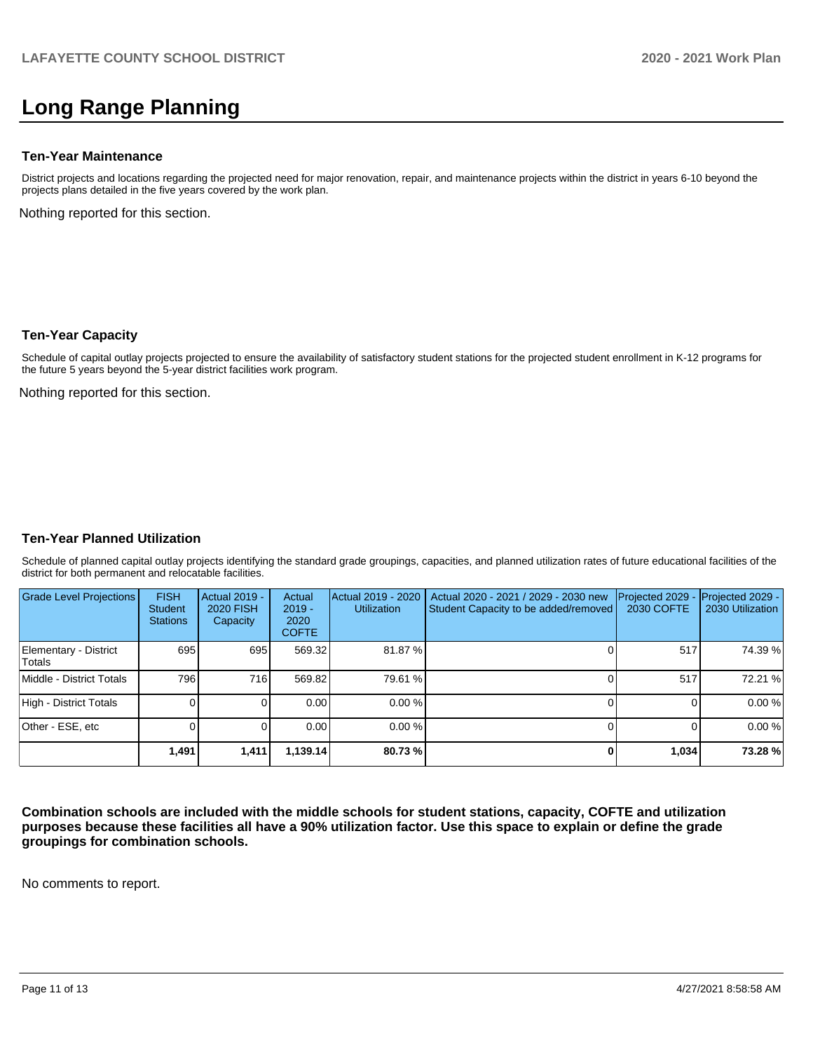# Long Range Planning

### Ten-Year Maintenance

District projects and locations regarding the projected need for major renovation, repair, and maintenance projects within the district in years 6-10 beyond the projects plans detailed in the five years covered by the work plan.

Nothing reported for this section.

### Ten-Year Capacity

Schedule of capital outlay projects projected to ensure the availability of satisfactory student stations for the projected student enrollment in K-12 programs for the future 5 years beyond the 5-year district facilities work program.

Nothing reported for this section.

### Ten-Year Planned Utilization

Schedule of planned capital outlay projects identifying the standard grade groupings, capacities, and planned utilization rates of future educational facilities of the district for both permanent and relocatable facilities.

| Grade Level Projections | FISH Student Stations | Actual 2019 - 2020 FISH Capacity | Actual 2019 - 2020 COFTE | Actual 2019 - 2020 Utilization | Actual 2020 - 2021 / 2029 - 2030 new Student Capacity to be added/removed | Projected 2029 - 2030 COFTE | Projected 2029 - 2030 Utilization |
|---|---|---|---|---|---|---|---|
| Elementary - District Totals | 695 | 695 | 569.32 | 81.87 % | 0 | 517 | 74.39 % |
| Middle - District Totals | 796 | 716 | 569.82 | 79.61 % | 0 | 517 | 72.21 % |
| High - District Totals | 0 | 0 | 0.00 | 0.00 % | 0 | 0 | 0.00 % |
| Other - ESE, etc | 0 | 0 | 0.00 | 0.00 % | 0 | 0 | 0.00 % |
| | **1,491** | **1,411** | **1,139.14** | **80.73 %** | **0** | **1,034** | **73.28 %** |

**Combination schools are included with the middle schools for student stations, capacity, COFTE and utilization purposes because these facilities all have a 90% utilization factor. Use this space to explain or define the grade groupings for combination schools.**

No comments to report.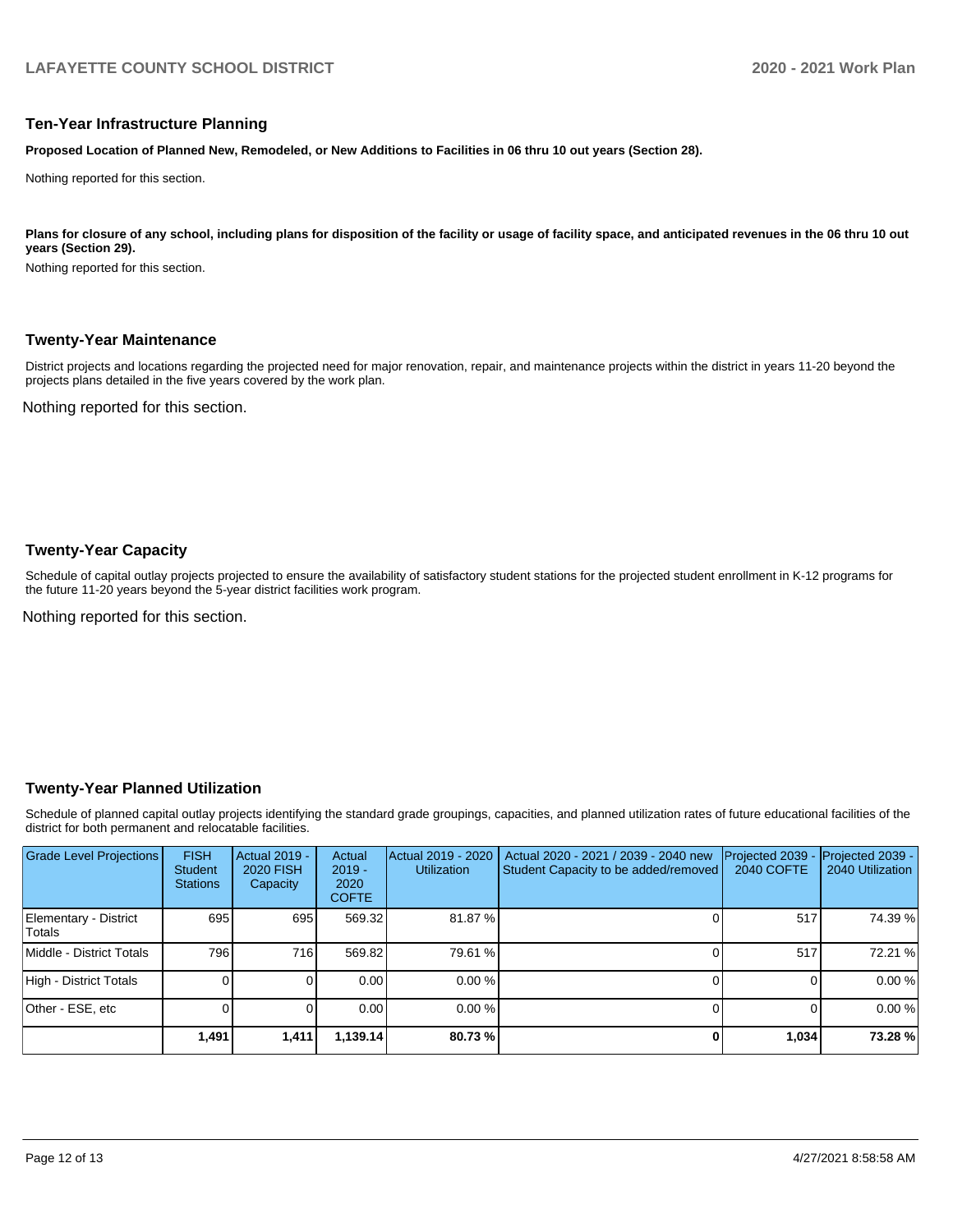## Ten-Year Infrastructure Planning

**Proposed Location of Planned New, Remodeled, or New Additions to Facilities in 06 thru 10 out years (Section 28).**

Nothing reported for this section.

**Plans for closure of any school, including plans for disposition of the facility or usage of facility space, and anticipated revenues in the 06 thru 10 out years (Section 29).**

Nothing reported for this section.

## Twenty-Year Maintenance

District projects and locations regarding the projected need for major renovation, repair, and maintenance projects within the district in years 11-20 beyond the projects plans detailed in the five years covered by the work plan.

Nothing reported for this section.

## Twenty-Year Capacity

Schedule of capital outlay projects projected to ensure the availability of satisfactory student stations for the projected student enrollment in K-12 programs for the future 11-20 years beyond the 5-year district facilities work program.

Nothing reported for this section.

## Twenty-Year Planned Utilization

Schedule of planned capital outlay projects identifying the standard grade groupings, capacities, and planned utilization rates of future educational facilities of the district for both permanent and relocatable facilities.

| Grade Level Projections | FISH Student Stations | Actual 2019 - 2020 FISH Capacity | Actual 2019 - 2020 COFTE | Actual 2019 - 2020 Utilization | Actual 2020 - 2021 / 2039 - 2040 new Student Capacity to be added/removed | Projected 2039 - 2040 COFTE | Projected 2039 - 2040 Utilization |
|---|---|---|---|---|---|---|---|
| Elementary - District Totals | 695 | 695 | 569.32 | 81.87 % | 0 | 517 | 74.39 % |
| Middle - District Totals | 796 | 716 | 569.82 | 79.61 % | 0 | 517 | 72.21 % |
| High - District Totals | 0 | 0 | 0.00 | 0.00 % | 0 | 0 | 0.00 % |
| Other - ESE, etc | 0 | 0 | 0.00 | 0.00 % | 0 | 0 | 0.00 % |
| | **1,491** | **1,411** | **1,139.14** | **80.73 %** | **0** | **1,034** | **73.28 %** |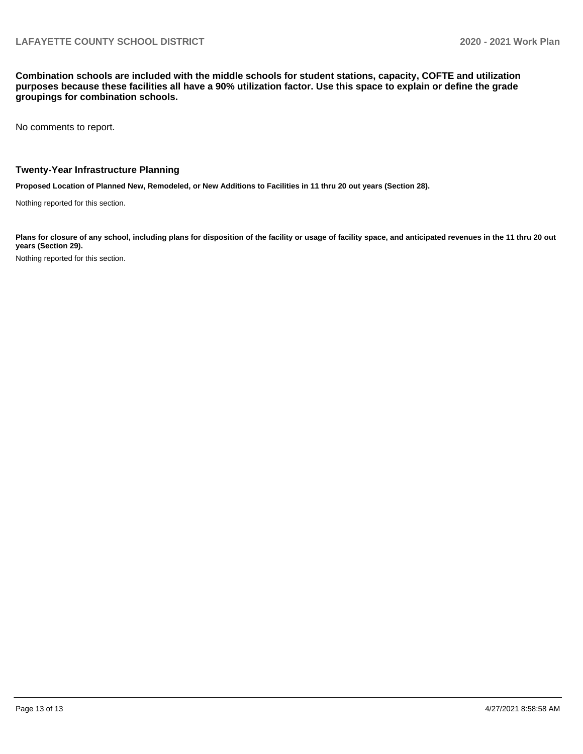**Combination schools are included with the middle schools for student stations, capacity, COFTE and utilization purposes because these facilities all have a 90% utilization factor. Use this space to explain or define the grade groupings for combination schools.**

No comments to report.

## Twenty-Year Infrastructure Planning

**Proposed Location of Planned New, Remodeled, or New Additions to Facilities in 11 thru 20 out years (Section 28).**

Nothing reported for this section.

**Plans for closure of any school, including plans for disposition of the facility or usage of facility space, and anticipated revenues in the 11 thru 20 out years (Section 29).**

Nothing reported for this section.